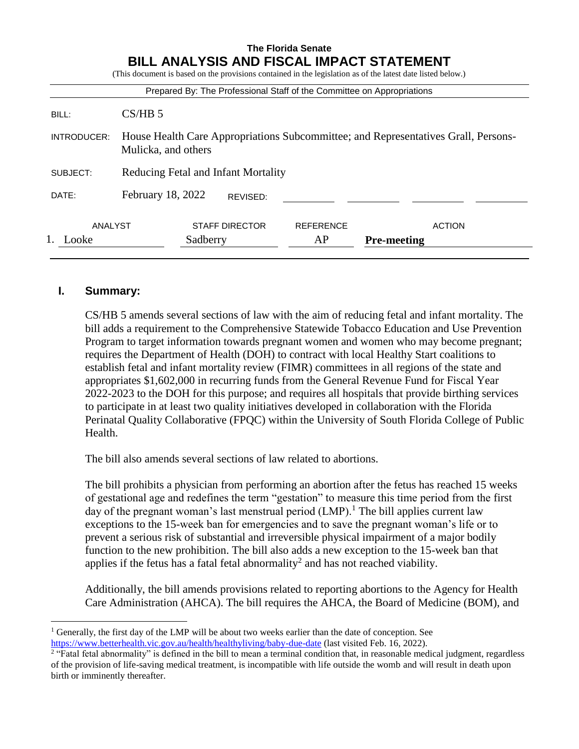**The Florida Senate**

# BILL ANALYSIS AND FISCAL IMPACT STATEMENT

(This document is based on the provisions contained in the legislation as of the latest date listed below.)

Prepared By: The Professional Staff of the Committee on Appropriations

| | |
|---|---|
| BILL: | CS/HB 5 |
| INTRODUCER: | House Health Care Appropriations Subcommittee; and Representatives Grall, Persons-Mulicka, and others |
| SUBJECT: | Reducing Fetal and Infant Mortality |
| DATE: | February 18, 2022 REVISED: |

| ANALYST | STAFF DIRECTOR | REFERENCE | ACTION |
|---|---|---|---|
| 1. Looke | Sadberry | AP | **Pre-meeting** |

## I. Summary:

CS/HB 5 amends several sections of law with the aim of reducing fetal and infant mortality. The bill adds a requirement to the Comprehensive Statewide Tobacco Education and Use Prevention Program to target information towards pregnant women and women who may become pregnant; requires the Department of Health (DOH) to contract with local Healthy Start coalitions to establish fetal and infant mortality review (FIMR) committees in all regions of the state and appropriates $1,602,000 in recurring funds from the General Revenue Fund for Fiscal Year 2022-2023 to the DOH for this purpose; and requires all hospitals that provide birthing services to participate in at least two quality initiatives developed in collaboration with the Florida Perinatal Quality Collaborative (FPQC) within the University of South Florida College of Public Health.

The bill also amends several sections of law related to abortions.

The bill prohibits a physician from performing an abortion after the fetus has reached 15 weeks of gestational age and redefines the term "gestation" to measure this time period from the first day of the pregnant woman's last menstrual period (LMP).[1] The bill applies current law exceptions to the 15-week ban for emergencies and to save the pregnant woman's life or to prevent a serious risk of substantial and irreversible physical impairment of a major bodily function to the new prohibition. The bill also adds a new exception to the 15-week ban that applies if the fetus has a fatal fetal abnormality[2] and has not reached viability.

Additionally, the bill amends provisions related to reporting abortions to the Agency for Health Care Administration (AHCA). The bill requires the AHCA, the Board of Medicine (BOM), and

---

[1] Generally, the first day of the LMP will be about two weeks earlier than the date of conception. See https://www.betterhealth.vic.gov.au/health/healthyliving/baby-due-date (last visited Feb. 16, 2022).

[2] "Fatal fetal abnormality" is defined in the bill to mean a terminal condition that, in reasonable medical judgment, regardless of the provision of life-saving medical treatment, is incompatible with life outside the womb and will result in death upon birth or imminently thereafter.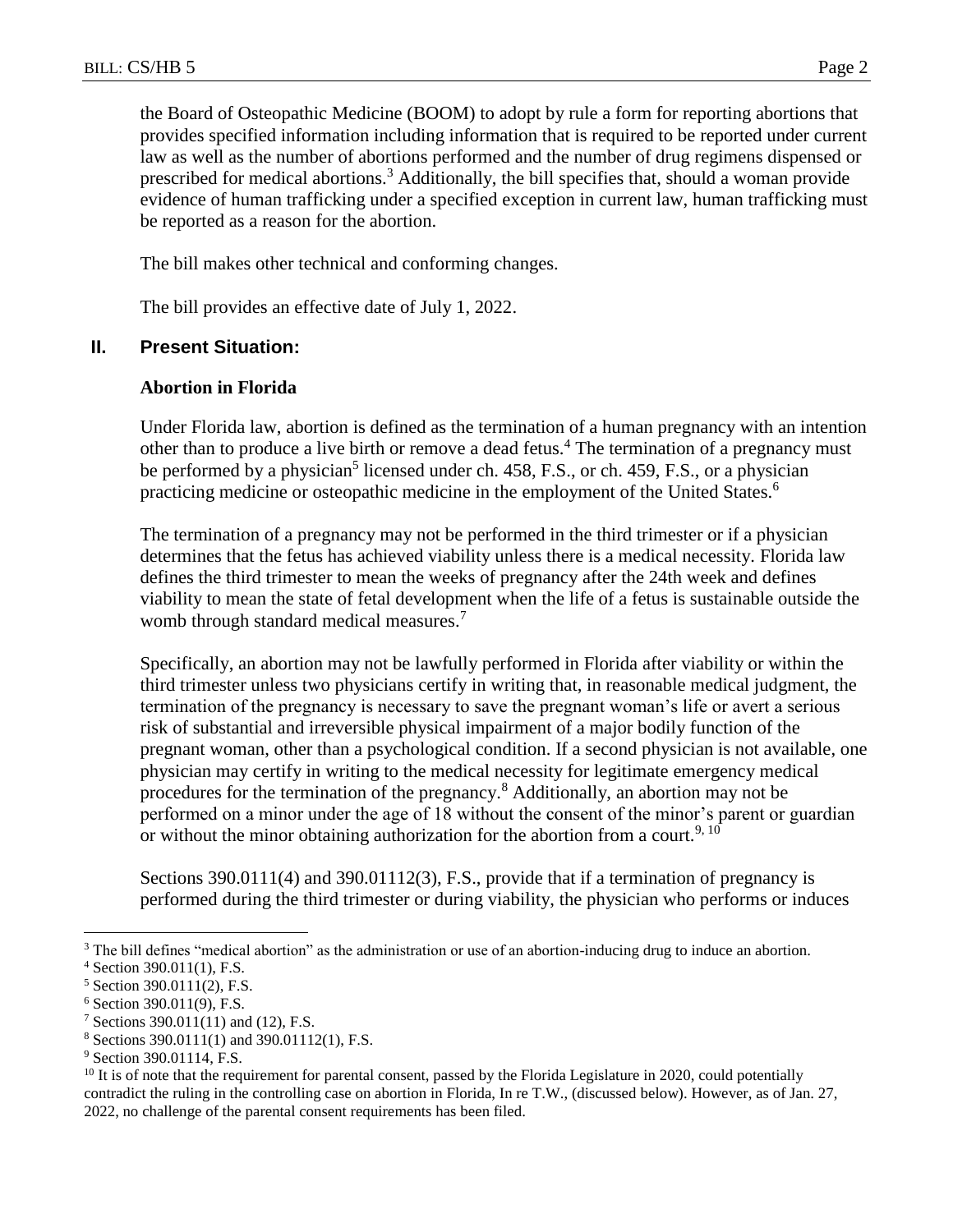the Board of Osteopathic Medicine (BOOM) to adopt by rule a form for reporting abortions that provides specified information including information that is required to be reported under current law as well as the number of abortions performed and the number of drug regimens dispensed or prescribed for medical abortions.[3] Additionally, the bill specifies that, should a woman provide evidence of human trafficking under a specified exception in current law, human trafficking must be reported as a reason for the abortion.

The bill makes other technical and conforming changes.

The bill provides an effective date of July 1, 2022.

## II. Present Situation:

### Abortion in Florida

Under Florida law, abortion is defined as the termination of a human pregnancy with an intention other than to produce a live birth or remove a dead fetus.[4] The termination of a pregnancy must be performed by a physician[5] licensed under ch. 458, F.S., or ch. 459, F.S., or a physician practicing medicine or osteopathic medicine in the employment of the United States.[6]

The termination of a pregnancy may not be performed in the third trimester or if a physician determines that the fetus has achieved viability unless there is a medical necessity. Florida law defines the third trimester to mean the weeks of pregnancy after the 24th week and defines viability to mean the state of fetal development when the life of a fetus is sustainable outside the womb through standard medical measures.[7]

Specifically, an abortion may not be lawfully performed in Florida after viability or within the third trimester unless two physicians certify in writing that, in reasonable medical judgment, the termination of the pregnancy is necessary to save the pregnant woman's life or avert a serious risk of substantial and irreversible physical impairment of a major bodily function of the pregnant woman, other than a psychological condition. If a second physician is not available, one physician may certify in writing to the medical necessity for legitimate emergency medical procedures for the termination of the pregnancy.[8] Additionally, an abortion may not be performed on a minor under the age of 18 without the consent of the minor's parent or guardian or without the minor obtaining authorization for the abortion from a court.[9, 10]

Sections 390.0111(4) and 390.01112(3), F.S., provide that if a termination of pregnancy is performed during the third trimester or during viability, the physician who performs or induces

---

[3] The bill defines "medical abortion" as the administration or use of an abortion-inducing drug to induce an abortion.

[4] Section 390.011(1), F.S.

[5] Section 390.0111(2), F.S.

[6] Section 390.011(9), F.S.

[7] Sections 390.011(11) and (12), F.S.

[8] Sections 390.0111(1) and 390.01112(1), F.S.

[9] Section 390.01114, F.S.

[10] It is of note that the requirement for parental consent, passed by the Florida Legislature in 2020, could potentially contradict the ruling in the controlling case on abortion in Florida, In re T.W., (discussed below). However, as of Jan. 27, 2022, no challenge of the parental consent requirements has been filed.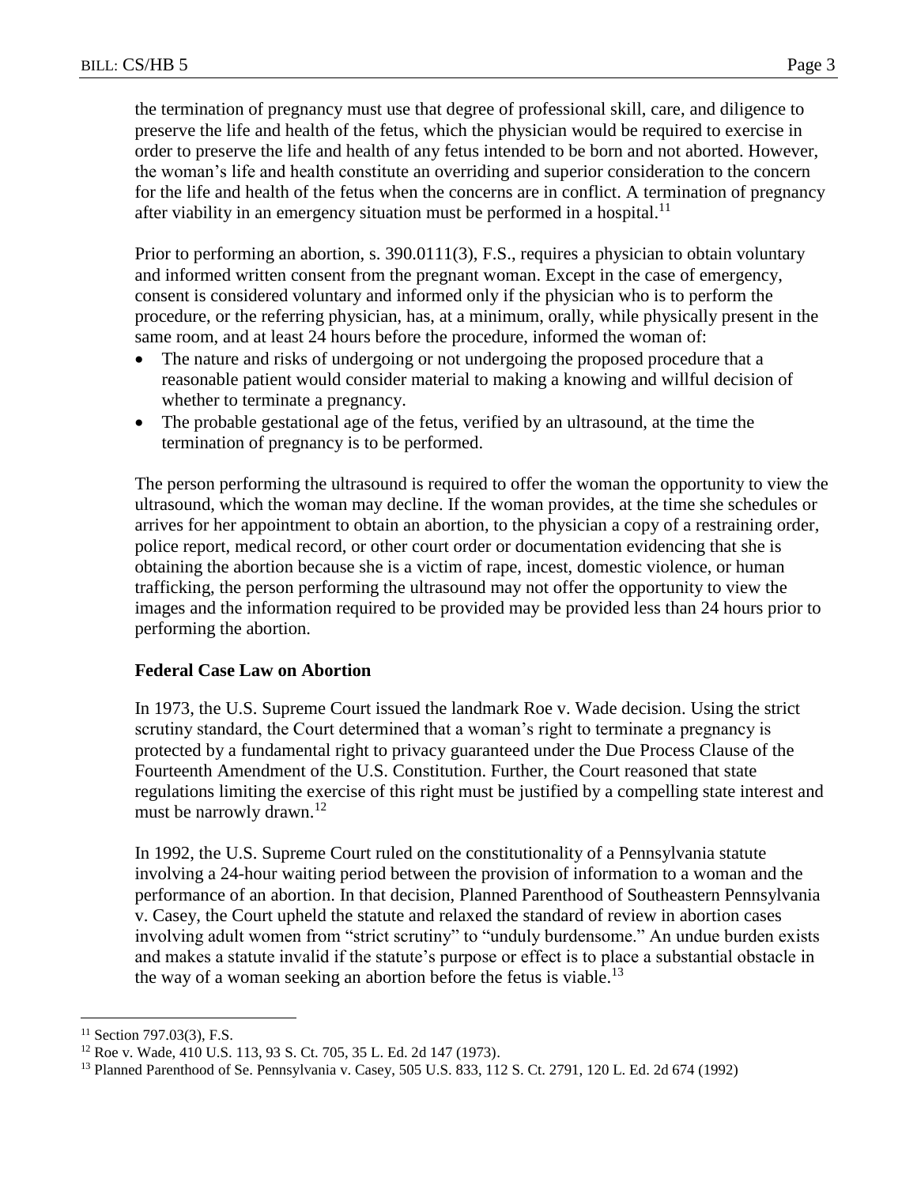the termination of pregnancy must use that degree of professional skill, care, and diligence to preserve the life and health of the fetus, which the physician would be required to exercise in order to preserve the life and health of any fetus intended to be born and not aborted. However, the woman's life and health constitute an overriding and superior consideration to the concern for the life and health of the fetus when the concerns are in conflict. A termination of pregnancy after viability in an emergency situation must be performed in a hospital.[11]

Prior to performing an abortion, s. 390.0111(3), F.S., requires a physician to obtain voluntary and informed written consent from the pregnant woman. Except in the case of emergency, consent is considered voluntary and informed only if the physician who is to perform the procedure, or the referring physician, has, at a minimum, orally, while physically present in the same room, and at least 24 hours before the procedure, informed the woman of:

- The nature and risks of undergoing or not undergoing the proposed procedure that a reasonable patient would consider material to making a knowing and willful decision of whether to terminate a pregnancy.
- The probable gestational age of the fetus, verified by an ultrasound, at the time the termination of pregnancy is to be performed.

The person performing the ultrasound is required to offer the woman the opportunity to view the ultrasound, which the woman may decline. If the woman provides, at the time she schedules or arrives for her appointment to obtain an abortion, to the physician a copy of a restraining order, police report, medical record, or other court order or documentation evidencing that she is obtaining the abortion because she is a victim of rape, incest, domestic violence, or human trafficking, the person performing the ultrasound may not offer the opportunity to view the images and the information required to be provided may be provided less than 24 hours prior to performing the abortion.

**Federal Case Law on Abortion**

In 1973, the U.S. Supreme Court issued the landmark Roe v. Wade decision. Using the strict scrutiny standard, the Court determined that a woman's right to terminate a pregnancy is protected by a fundamental right to privacy guaranteed under the Due Process Clause of the Fourteenth Amendment of the U.S. Constitution. Further, the Court reasoned that state regulations limiting the exercise of this right must be justified by a compelling state interest and must be narrowly drawn.[12]

In 1992, the U.S. Supreme Court ruled on the constitutionality of a Pennsylvania statute involving a 24-hour waiting period between the provision of information to a woman and the performance of an abortion. In that decision, Planned Parenthood of Southeastern Pennsylvania v. Casey, the Court upheld the statute and relaxed the standard of review in abortion cases involving adult women from "strict scrutiny" to "unduly burdensome." An undue burden exists and makes a statute invalid if the statute's purpose or effect is to place a substantial obstacle in the way of a woman seeking an abortion before the fetus is viable.[13]

---

[11] Section 797.03(3), F.S.

[12] Roe v. Wade, 410 U.S. 113, 93 S. Ct. 705, 35 L. Ed. 2d 147 (1973).

[13] Planned Parenthood of Se. Pennsylvania v. Casey, 505 U.S. 833, 112 S. Ct. 2791, 120 L. Ed. 2d 674 (1992)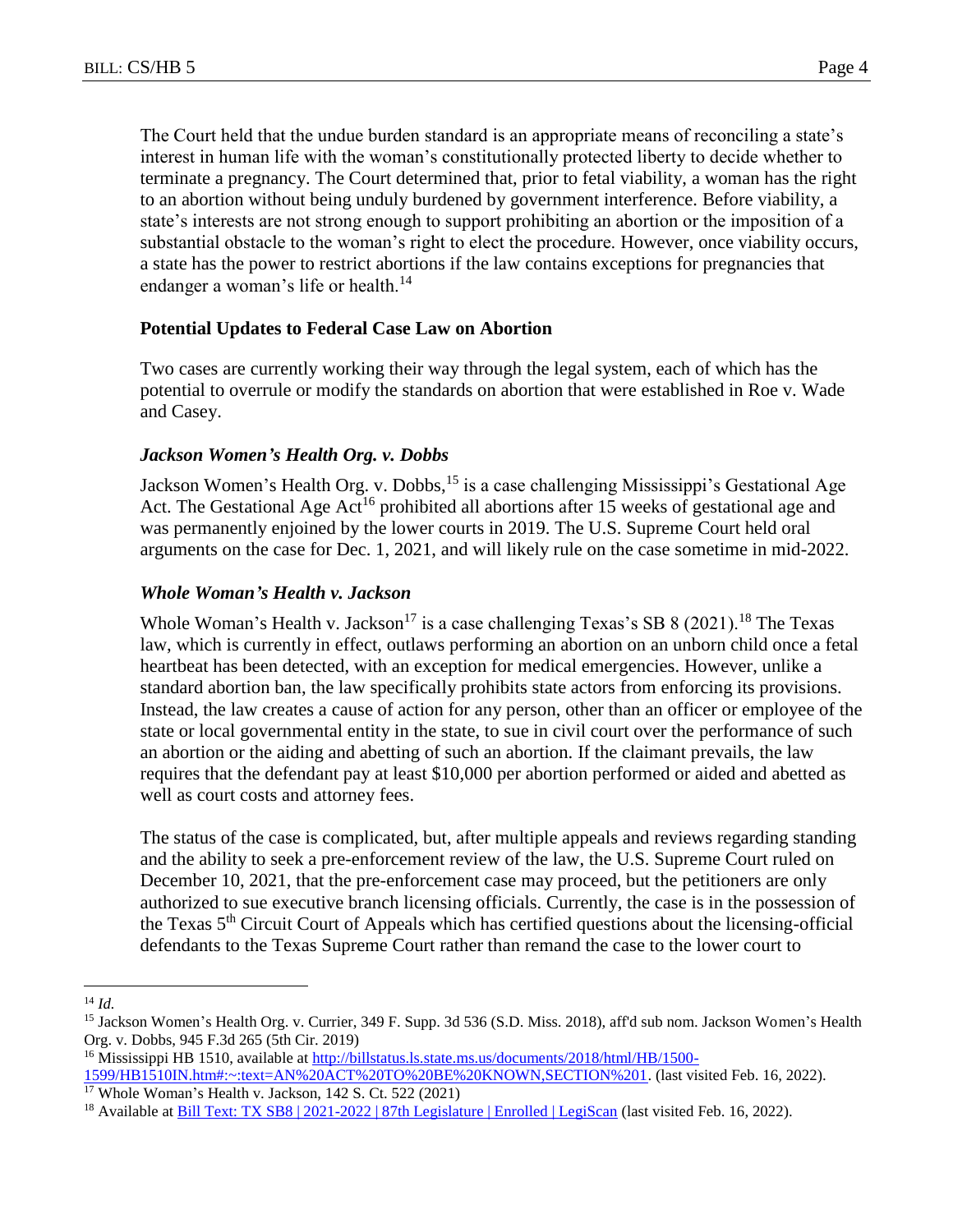The Court held that the undue burden standard is an appropriate means of reconciling a state's interest in human life with the woman's constitutionally protected liberty to decide whether to terminate a pregnancy. The Court determined that, prior to fetal viability, a woman has the right to an abortion without being unduly burdened by government interference. Before viability, a state's interests are not strong enough to support prohibiting an abortion or the imposition of a substantial obstacle to the woman's right to elect the procedure. However, once viability occurs, a state has the power to restrict abortions if the law contains exceptions for pregnancies that endanger a woman's life or health.[14]

**Potential Updates to Federal Case Law on Abortion**

Two cases are currently working their way through the legal system, each of which has the potential to overrule or modify the standards on abortion that were established in Roe v. Wade and Casey.

***Jackson Women's Health Org. v. Dobbs***

Jackson Women's Health Org. v. Dobbs,[15] is a case challenging Mississippi's Gestational Age Act. The Gestational Age Act[16] prohibited all abortions after 15 weeks of gestational age and was permanently enjoined by the lower courts in 2019. The U.S. Supreme Court held oral arguments on the case for Dec. 1, 2021, and will likely rule on the case sometime in mid-2022.

***Whole Woman's Health v. Jackson***

Whole Woman's Health v. Jackson[17] is a case challenging Texas's SB 8 (2021).[18] The Texas law, which is currently in effect, outlaws performing an abortion on an unborn child once a fetal heartbeat has been detected, with an exception for medical emergencies. However, unlike a standard abortion ban, the law specifically prohibits state actors from enforcing its provisions. Instead, the law creates a cause of action for any person, other than an officer or employee of the state or local governmental entity in the state, to sue in civil court over the performance of such an abortion or the aiding and abetting of such an abortion. If the claimant prevails, the law requires that the defendant pay at least $10,000 per abortion performed or aided and abetted as well as court costs and attorney fees.

The status of the case is complicated, but, after multiple appeals and reviews regarding standing and the ability to seek a pre-enforcement review of the law, the U.S. Supreme Court ruled on December 10, 2021, that the pre-enforcement case may proceed, but the petitioners are only authorized to sue executive branch licensing officials. Currently, the case is in the possession of the Texas 5th Circuit Court of Appeals which has certified questions about the licensing-official defendants to the Texas Supreme Court rather than remand the case to the lower court to

---

[14] *Id.*

[15] Jackson Women's Health Org. v. Currier, 349 F. Supp. 3d 536 (S.D. Miss. 2018), aff'd sub nom. Jackson Women's Health Org. v. Dobbs, 945 F.3d 265 (5th Cir. 2019)

[16] Mississippi HB 1510, available at http://billstatus.ls.state.ms.us/documents/2018/html/HB/1500-1599/HB1510IN.htm#:~:text=AN%20ACT%20TO%20BE%20KNOWN,SECTION%201. (last visited Feb. 16, 2022).

[17] Whole Woman's Health v. Jackson, 142 S. Ct. 522 (2021)

[18] Available at Bill Text: TX SB8 | 2021-2022 | 87th Legislature | Enrolled | LegiScan (last visited Feb. 16, 2022).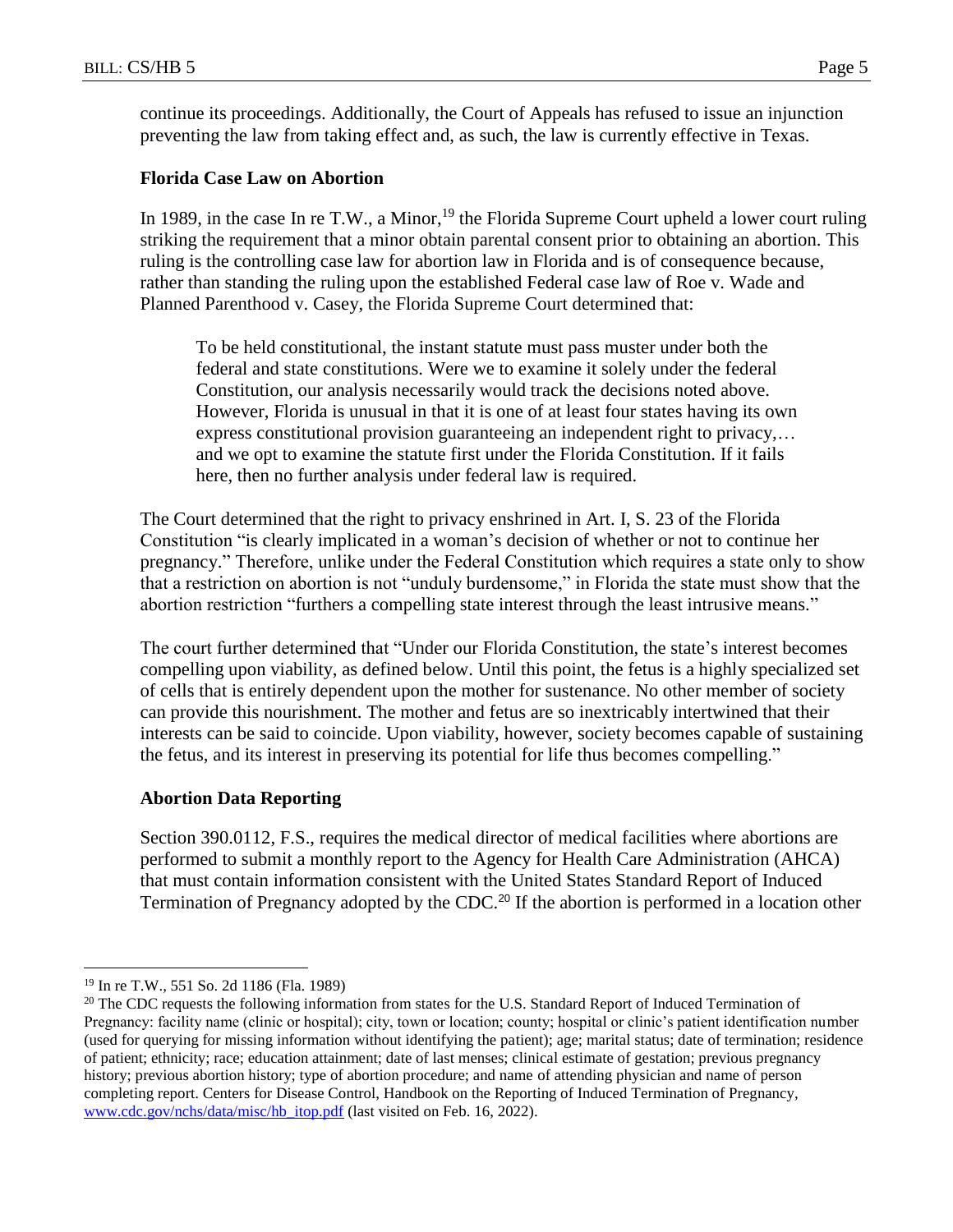continue its proceedings. Additionally, the Court of Appeals has refused to issue an injunction preventing the law from taking effect and, as such, the law is currently effective in Texas.

**Florida Case Law on Abortion**

In 1989, in the case In re T.W., a Minor,[19] the Florida Supreme Court upheld a lower court ruling striking the requirement that a minor obtain parental consent prior to obtaining an abortion. This ruling is the controlling case law for abortion law in Florida and is of consequence because, rather than standing the ruling upon the established Federal case law of Roe v. Wade and Planned Parenthood v. Casey, the Florida Supreme Court determined that:

> To be held constitutional, the instant statute must pass muster under both the federal and state constitutions. Were we to examine it solely under the federal Constitution, our analysis necessarily would track the decisions noted above. However, Florida is unusual in that it is one of at least four states having its own express constitutional provision guaranteeing an independent right to privacy,… and we opt to examine the statute first under the Florida Constitution. If it fails here, then no further analysis under federal law is required.

The Court determined that the right to privacy enshrined in Art. I, S. 23 of the Florida Constitution "is clearly implicated in a woman's decision of whether or not to continue her pregnancy." Therefore, unlike under the Federal Constitution which requires a state only to show that a restriction on abortion is not "unduly burdensome," in Florida the state must show that the abortion restriction "furthers a compelling state interest through the least intrusive means."

The court further determined that "Under our Florida Constitution, the state's interest becomes compelling upon viability, as defined below. Until this point, the fetus is a highly specialized set of cells that is entirely dependent upon the mother for sustenance. No other member of society can provide this nourishment. The mother and fetus are so inextricably intertwined that their interests can be said to coincide. Upon viability, however, society becomes capable of sustaining the fetus, and its interest in preserving its potential for life thus becomes compelling."

**Abortion Data Reporting**

Section 390.0112, F.S., requires the medical director of medical facilities where abortions are performed to submit a monthly report to the Agency for Health Care Administration (AHCA) that must contain information consistent with the United States Standard Report of Induced Termination of Pregnancy adopted by the CDC.[20] If the abortion is performed in a location other

---

[19] In re T.W., 551 So. 2d 1186 (Fla. 1989)

[20] The CDC requests the following information from states for the U.S. Standard Report of Induced Termination of Pregnancy: facility name (clinic or hospital); city, town or location; county; hospital or clinic's patient identification number (used for querying for missing information without identifying the patient); age; marital status; date of termination; residence of patient; ethnicity; race; education attainment; date of last menses; clinical estimate of gestation; previous pregnancy history; previous abortion history; type of abortion procedure; and name of attending physician and name of person completing report. Centers for Disease Control, Handbook on the Reporting of Induced Termination of Pregnancy, www.cdc.gov/nchs/data/misc/hb_itop.pdf (last visited on Feb. 16, 2022).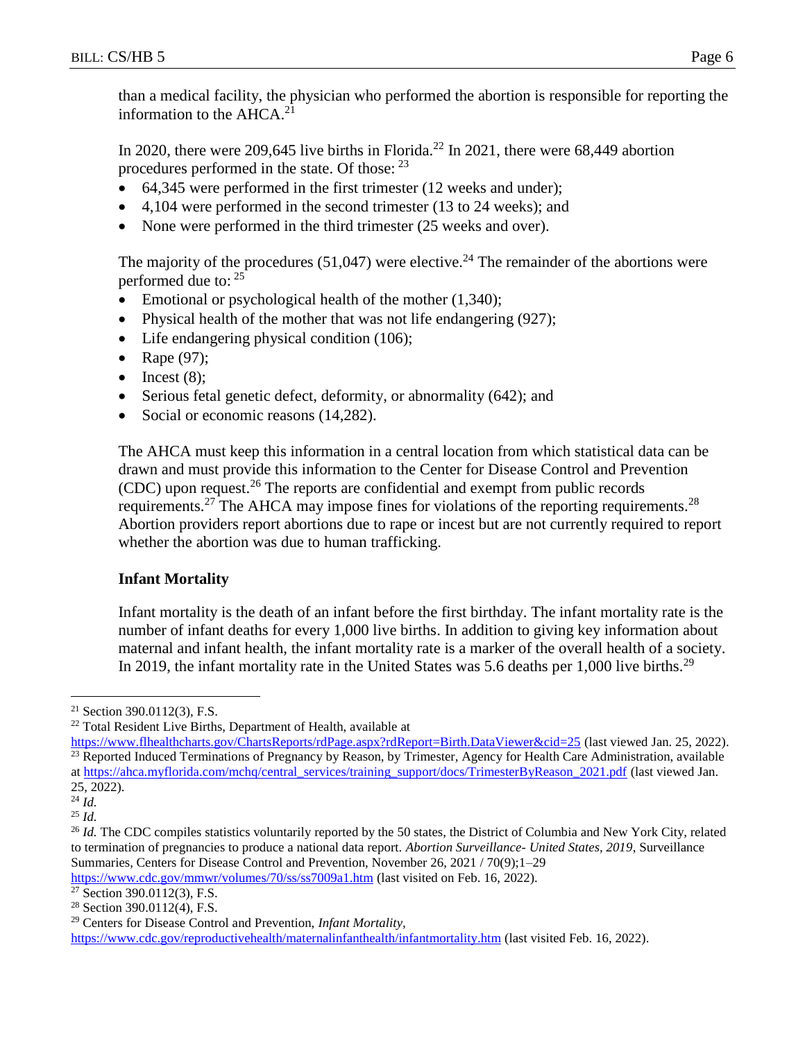than a medical facility, the physician who performed the abortion is responsible for reporting the information to the AHCA.[21]

In 2020, there were 209,645 live births in Florida.[22] In 2021, there were 68,449 abortion procedures performed in the state. Of those: [23]

- 64,345 were performed in the first trimester (12 weeks and under);
- 4,104 were performed in the second trimester (13 to 24 weeks); and
- None were performed in the third trimester (25 weeks and over).

The majority of the procedures (51,047) were elective.[24] The remainder of the abortions were performed due to: [25]

- Emotional or psychological health of the mother (1,340);
- Physical health of the mother that was not life endangering (927);
- Life endangering physical condition (106);
- Rape (97);
- Incest (8);
- Serious fetal genetic defect, deformity, or abnormality (642); and
- Social or economic reasons (14,282).

The AHCA must keep this information in a central location from which statistical data can be drawn and must provide this information to the Center for Disease Control and Prevention (CDC) upon request.[26] The reports are confidential and exempt from public records requirements.[27] The AHCA may impose fines for violations of the reporting requirements.[28] Abortion providers report abortions due to rape or incest but are not currently required to report whether the abortion was due to human trafficking.

**Infant Mortality**

Infant mortality is the death of an infant before the first birthday. The infant mortality rate is the number of infant deaths for every 1,000 live births. In addition to giving key information about maternal and infant health, the infant mortality rate is a marker of the overall health of a society. In 2019, the infant mortality rate in the United States was 5.6 deaths per 1,000 live births.[29]

---

[21] Section 390.0112(3), F.S.

[22] Total Resident Live Births, Department of Health, available at https://www.flhealthcharts.gov/ChartsReports/rdPage.aspx?rdReport=Birth.DataViewer&cid=25 (last viewed Jan. 25, 2022).

[23] Reported Induced Terminations of Pregnancy by Reason, by Trimester, Agency for Health Care Administration, available at https://ahca.myflorida.com/mchq/central_services/training_support/docs/TrimesterByReason_2021.pdf (last viewed Jan. 25, 2022).

[24] *Id.*

[25] *Id.*

[26] *Id.* The CDC compiles statistics voluntarily reported by the 50 states, the District of Columbia and New York City, related to termination of pregnancies to produce a national data report. *Abortion Surveillance- United States, 2019*, Surveillance Summaries, Centers for Disease Control and Prevention, November 26, 2021 / 70(9);1–29 https://www.cdc.gov/mmwr/volumes/70/ss/ss7009a1.htm (last visited on Feb. 16, 2022).

[27] Section 390.0112(3), F.S.

[28] Section 390.0112(4), F.S.

[29] Centers for Disease Control and Prevention, *Infant Mortality*, https://www.cdc.gov/reproductivehealth/maternalinfanthealth/infantmortality.htm (last visited Feb. 16, 2022).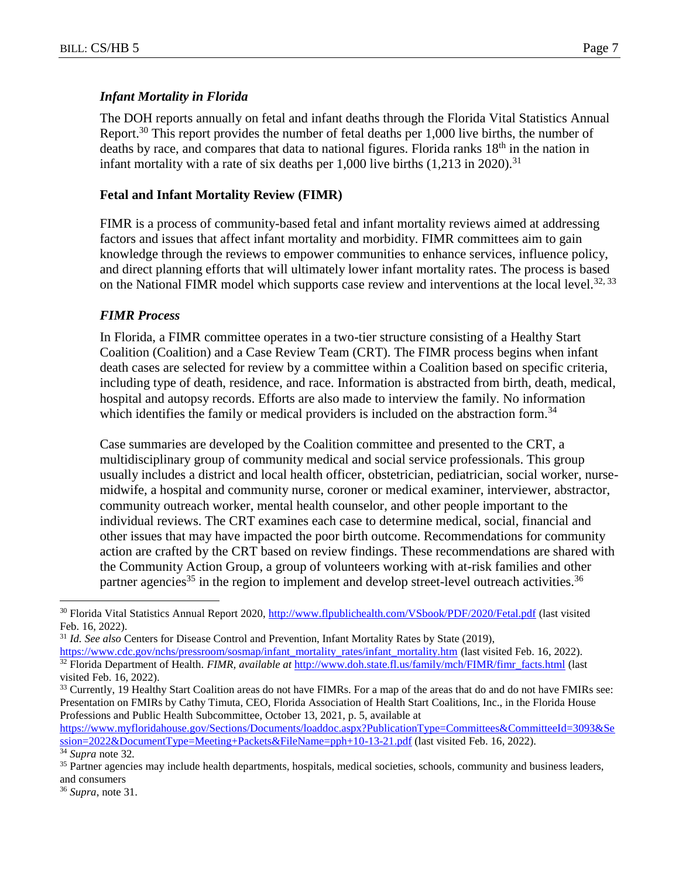### *Infant Mortality in Florida*

The DOH reports annually on fetal and infant deaths through the Florida Vital Statistics Annual Report.[30] This report provides the number of fetal deaths per 1,000 live births, the number of deaths by race, and compares that data to national figures. Florida ranks 18th in the nation in infant mortality with a rate of six deaths per 1,000 live births (1,213 in 2020).[31]

### Fetal and Infant Mortality Review (FIMR)

FIMR is a process of community-based fetal and infant mortality reviews aimed at addressing factors and issues that affect infant mortality and morbidity. FIMR committees aim to gain knowledge through the reviews to empower communities to enhance services, influence policy, and direct planning efforts that will ultimately lower infant mortality rates. The process is based on the National FIMR model which supports case review and interventions at the local level.[32, 33]

### *FIMR Process*

In Florida, a FIMR committee operates in a two-tier structure consisting of a Healthy Start Coalition (Coalition) and a Case Review Team (CRT). The FIMR process begins when infant death cases are selected for review by a committee within a Coalition based on specific criteria, including type of death, residence, and race. Information is abstracted from birth, death, medical, hospital and autopsy records. Efforts are also made to interview the family. No information which identifies the family or medical providers is included on the abstraction form.[34]

Case summaries are developed by the Coalition committee and presented to the CRT, a multidisciplinary group of community medical and social service professionals. This group usually includes a district and local health officer, obstetrician, pediatrician, social worker, nurse-midwife, a hospital and community nurse, coroner or medical examiner, interviewer, abstractor, community outreach worker, mental health counselor, and other people important to the individual reviews. The CRT examines each case to determine medical, social, financial and other issues that may have impacted the poor birth outcome. Recommendations for community action are crafted by the CRT based on review findings. These recommendations are shared with the Community Action Group, a group of volunteers working with at-risk families and other partner agencies[35] in the region to implement and develop street-level outreach activities.[36]

---

[30] Florida Vital Statistics Annual Report 2020, http://www.flpublichealth.com/VSbook/PDF/2020/Fetal.pdf (last visited Feb. 16, 2022).

[31] *Id. See also* Centers for Disease Control and Prevention, Infant Mortality Rates by State (2019), https://www.cdc.gov/nchs/pressroom/sosmap/infant_mortality_rates/infant_mortality.htm (last visited Feb. 16, 2022).

[32] Florida Department of Health. *FIMR, available at* http://www.doh.state.fl.us/family/mch/FIMR/fimr_facts.html (last visited Feb. 16, 2022).

[33] Currently, 19 Healthy Start Coalition areas do not have FIMRs. For a map of the areas that do and do not have FMIRs see: Presentation on FMIRs by Cathy Timuta, CEO, Florida Association of Health Start Coalitions, Inc., in the Florida House Professions and Public Health Subcommittee, October 13, 2021, p. 5, available at https://www.myfloridahouse.gov/Sections/Documents/loaddoc.aspx?PublicationType=Committees&CommitteeId=3093&Session=2022&DocumentType=Meeting+Packets&FileName=pph+10-13-21.pdf (last visited Feb. 16, 2022).

[34] *Supra* note 32.

[35] Partner agencies may include health departments, hospitals, medical societies, schools, community and business leaders, and consumers

[36] *Supra*, note 31.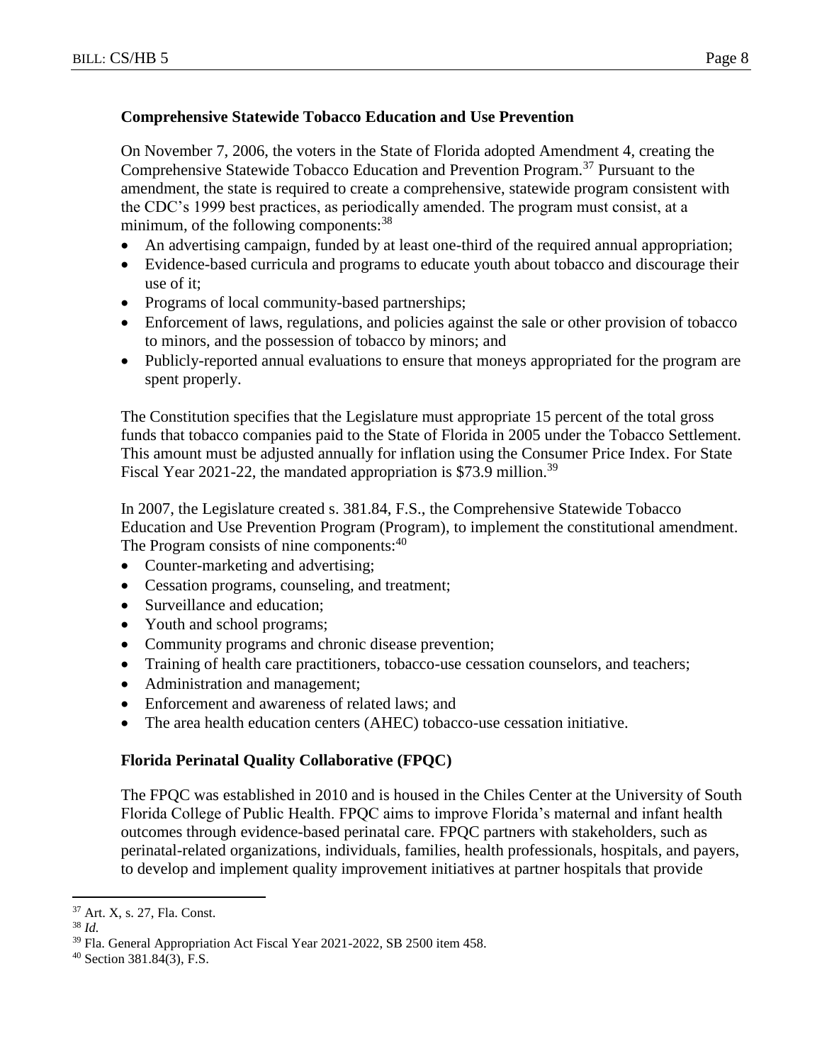**Comprehensive Statewide Tobacco Education and Use Prevention**

On November 7, 2006, the voters in the State of Florida adopted Amendment 4, creating the Comprehensive Statewide Tobacco Education and Prevention Program.[37] Pursuant to the amendment, the state is required to create a comprehensive, statewide program consistent with the CDC's 1999 best practices, as periodically amended. The program must consist, at a minimum, of the following components:[38]

- An advertising campaign, funded by at least one-third of the required annual appropriation;
- Evidence-based curricula and programs to educate youth about tobacco and discourage their use of it;
- Programs of local community-based partnerships;
- Enforcement of laws, regulations, and policies against the sale or other provision of tobacco to minors, and the possession of tobacco by minors; and
- Publicly-reported annual evaluations to ensure that moneys appropriated for the program are spent properly.

The Constitution specifies that the Legislature must appropriate 15 percent of the total gross funds that tobacco companies paid to the State of Florida in 2005 under the Tobacco Settlement. This amount must be adjusted annually for inflation using the Consumer Price Index. For State Fiscal Year 2021-22, the mandated appropriation is $73.9 million.[39]

In 2007, the Legislature created s. 381.84, F.S., the Comprehensive Statewide Tobacco Education and Use Prevention Program (Program), to implement the constitutional amendment. The Program consists of nine components:[40]

- Counter-marketing and advertising;
- Cessation programs, counseling, and treatment;
- Surveillance and education;
- Youth and school programs;
- Community programs and chronic disease prevention;
- Training of health care practitioners, tobacco-use cessation counselors, and teachers;
- Administration and management;
- Enforcement and awareness of related laws; and
- The area health education centers (AHEC) tobacco-use cessation initiative.

**Florida Perinatal Quality Collaborative (FPQC)**

The FPQC was established in 2010 and is housed in the Chiles Center at the University of South Florida College of Public Health. FPQC aims to improve Florida's maternal and infant health outcomes through evidence-based perinatal care. FPQC partners with stakeholders, such as perinatal-related organizations, individuals, families, health professionals, hospitals, and payers, to develop and implement quality improvement initiatives at partner hospitals that provide

---

[37] Art. X, s. 27, Fla. Const.

[38] *Id.*

[39] Fla. General Appropriation Act Fiscal Year 2021-2022, SB 2500 item 458.

[40] Section 381.84(3), F.S.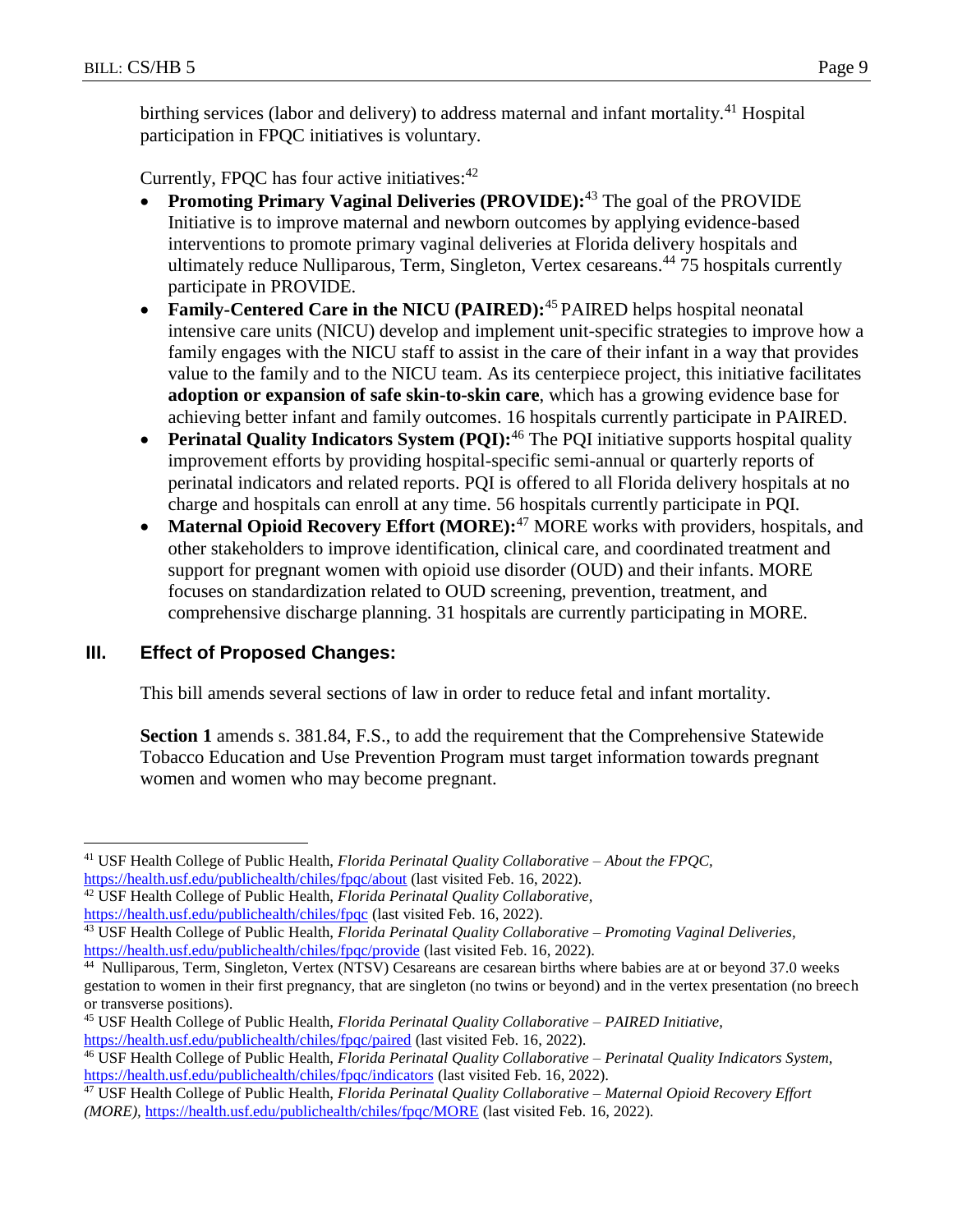birthing services (labor and delivery) to address maternal and infant mortality.[41] Hospital participation in FPQC initiatives is voluntary.

Currently, FPQC has four active initiatives:[42]

- **Promoting Primary Vaginal Deliveries (PROVIDE):**[43] The goal of the PROVIDE Initiative is to improve maternal and newborn outcomes by applying evidence-based interventions to promote primary vaginal deliveries at Florida delivery hospitals and ultimately reduce Nulliparous, Term, Singleton, Vertex cesareans.[44] 75 hospitals currently participate in PROVIDE.
- **Family-Centered Care in the NICU (PAIRED):**[45] PAIRED helps hospital neonatal intensive care units (NICU) develop and implement unit-specific strategies to improve how a family engages with the NICU staff to assist in the care of their infant in a way that provides value to the family and to the NICU team. As its centerpiece project, this initiative facilitates **adoption or expansion of safe skin-to-skin care**, which has a growing evidence base for achieving better infant and family outcomes. 16 hospitals currently participate in PAIRED.
- **Perinatal Quality Indicators System (PQI):**[46] The PQI initiative supports hospital quality improvement efforts by providing hospital-specific semi-annual or quarterly reports of perinatal indicators and related reports. PQI is offered to all Florida delivery hospitals at no charge and hospitals can enroll at any time. 56 hospitals currently participate in PQI.
- **Maternal Opioid Recovery Effort (MORE):**[47] MORE works with providers, hospitals, and other stakeholders to improve identification, clinical care, and coordinated treatment and support for pregnant women with opioid use disorder (OUD) and their infants. MORE focuses on standardization related to OUD screening, prevention, treatment, and comprehensive discharge planning. 31 hospitals are currently participating in MORE.

## III. Effect of Proposed Changes:

This bill amends several sections of law in order to reduce fetal and infant mortality.

**Section 1** amends s. 381.84, F.S., to add the requirement that the Comprehensive Statewide Tobacco Education and Use Prevention Program must target information towards pregnant women and women who may become pregnant.

---

[41] USF Health College of Public Health, *Florida Perinatal Quality Collaborative – About the FPQC,* https://health.usf.edu/publichealth/chiles/fpqc/about (last visited Feb. 16, 2022).

[42] USF Health College of Public Health, *Florida Perinatal Quality Collaborative,* https://health.usf.edu/publichealth/chiles/fpqc (last visited Feb. 16, 2022).

[43] USF Health College of Public Health, *Florida Perinatal Quality Collaborative – Promoting Vaginal Deliveries,* https://health.usf.edu/publichealth/chiles/fpqc/provide (last visited Feb. 16, 2022).

[44] Nulliparous, Term, Singleton, Vertex (NTSV) Cesareans are cesarean births where babies are at or beyond 37.0 weeks gestation to women in their first pregnancy, that are singleton (no twins or beyond) and in the vertex presentation (no breech or transverse positions).

[45] USF Health College of Public Health, *Florida Perinatal Quality Collaborative – PAIRED Initiative,* https://health.usf.edu/publichealth/chiles/fpqc/paired (last visited Feb. 16, 2022).

[46] USF Health College of Public Health, *Florida Perinatal Quality Collaborative – Perinatal Quality Indicators System,* https://health.usf.edu/publichealth/chiles/fpqc/indicators (last visited Feb. 16, 2022).

[47] USF Health College of Public Health, *Florida Perinatal Quality Collaborative – Maternal Opioid Recovery Effort (MORE),* https://health.usf.edu/publichealth/chiles/fpqc/MORE (last visited Feb. 16, 2022).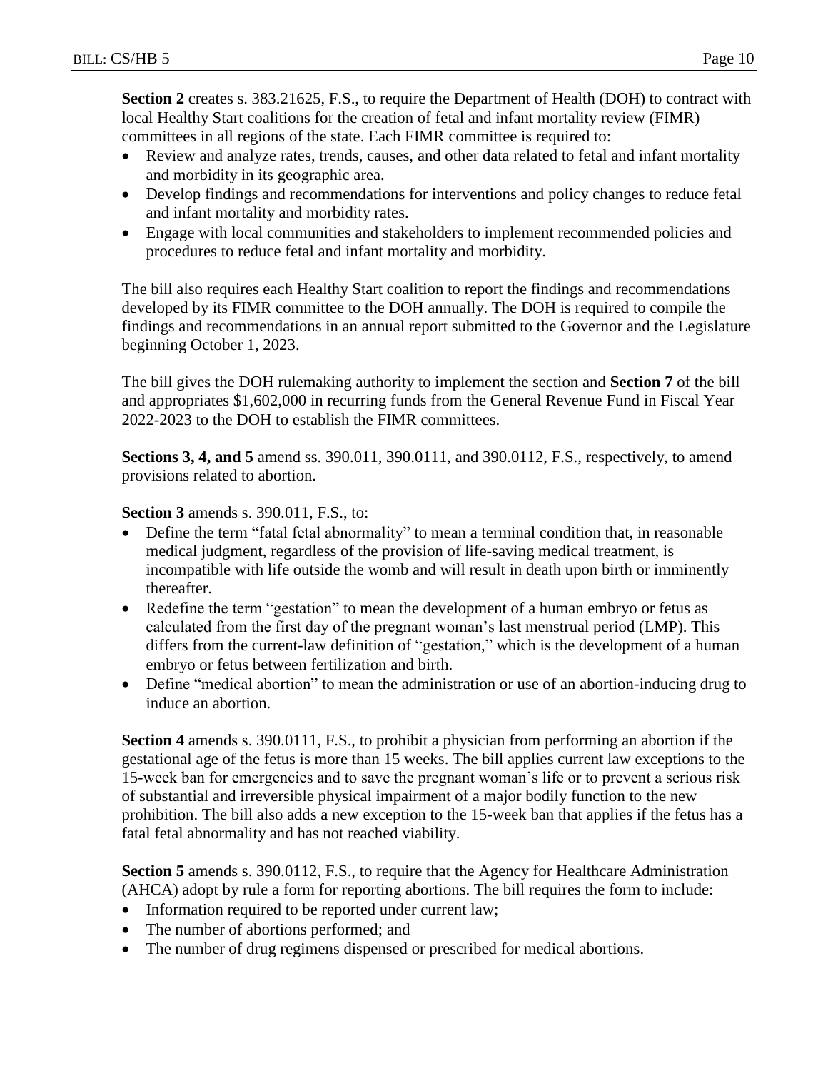**Section 2** creates s. 383.21625, F.S., to require the Department of Health (DOH) to contract with local Healthy Start coalitions for the creation of fetal and infant mortality review (FIMR) committees in all regions of the state. Each FIMR committee is required to:

- Review and analyze rates, trends, causes, and other data related to fetal and infant mortality and morbidity in its geographic area.
- Develop findings and recommendations for interventions and policy changes to reduce fetal and infant mortality and morbidity rates.
- Engage with local communities and stakeholders to implement recommended policies and procedures to reduce fetal and infant mortality and morbidity.

The bill also requires each Healthy Start coalition to report the findings and recommendations developed by its FIMR committee to the DOH annually. The DOH is required to compile the findings and recommendations in an annual report submitted to the Governor and the Legislature beginning October 1, 2023.

The bill gives the DOH rulemaking authority to implement the section and **Section 7** of the bill and appropriates $1,602,000 in recurring funds from the General Revenue Fund in Fiscal Year 2022-2023 to the DOH to establish the FIMR committees.

**Sections 3, 4, and 5** amend ss. 390.011, 390.0111, and 390.0112, F.S., respectively, to amend provisions related to abortion.

**Section 3** amends s. 390.011, F.S., to:

- Define the term "fatal fetal abnormality" to mean a terminal condition that, in reasonable medical judgment, regardless of the provision of life-saving medical treatment, is incompatible with life outside the womb and will result in death upon birth or imminently thereafter.
- Redefine the term "gestation" to mean the development of a human embryo or fetus as calculated from the first day of the pregnant woman's last menstrual period (LMP). This differs from the current-law definition of "gestation," which is the development of a human embryo or fetus between fertilization and birth.
- Define "medical abortion" to mean the administration or use of an abortion-inducing drug to induce an abortion.

**Section 4** amends s. 390.0111, F.S., to prohibit a physician from performing an abortion if the gestational age of the fetus is more than 15 weeks. The bill applies current law exceptions to the 15-week ban for emergencies and to save the pregnant woman's life or to prevent a serious risk of substantial and irreversible physical impairment of a major bodily function to the new prohibition. The bill also adds a new exception to the 15-week ban that applies if the fetus has a fatal fetal abnormality and has not reached viability.

**Section 5** amends s. 390.0112, F.S., to require that the Agency for Healthcare Administration (AHCA) adopt by rule a form for reporting abortions. The bill requires the form to include:

- Information required to be reported under current law;
- The number of abortions performed; and
- The number of drug regimens dispensed or prescribed for medical abortions.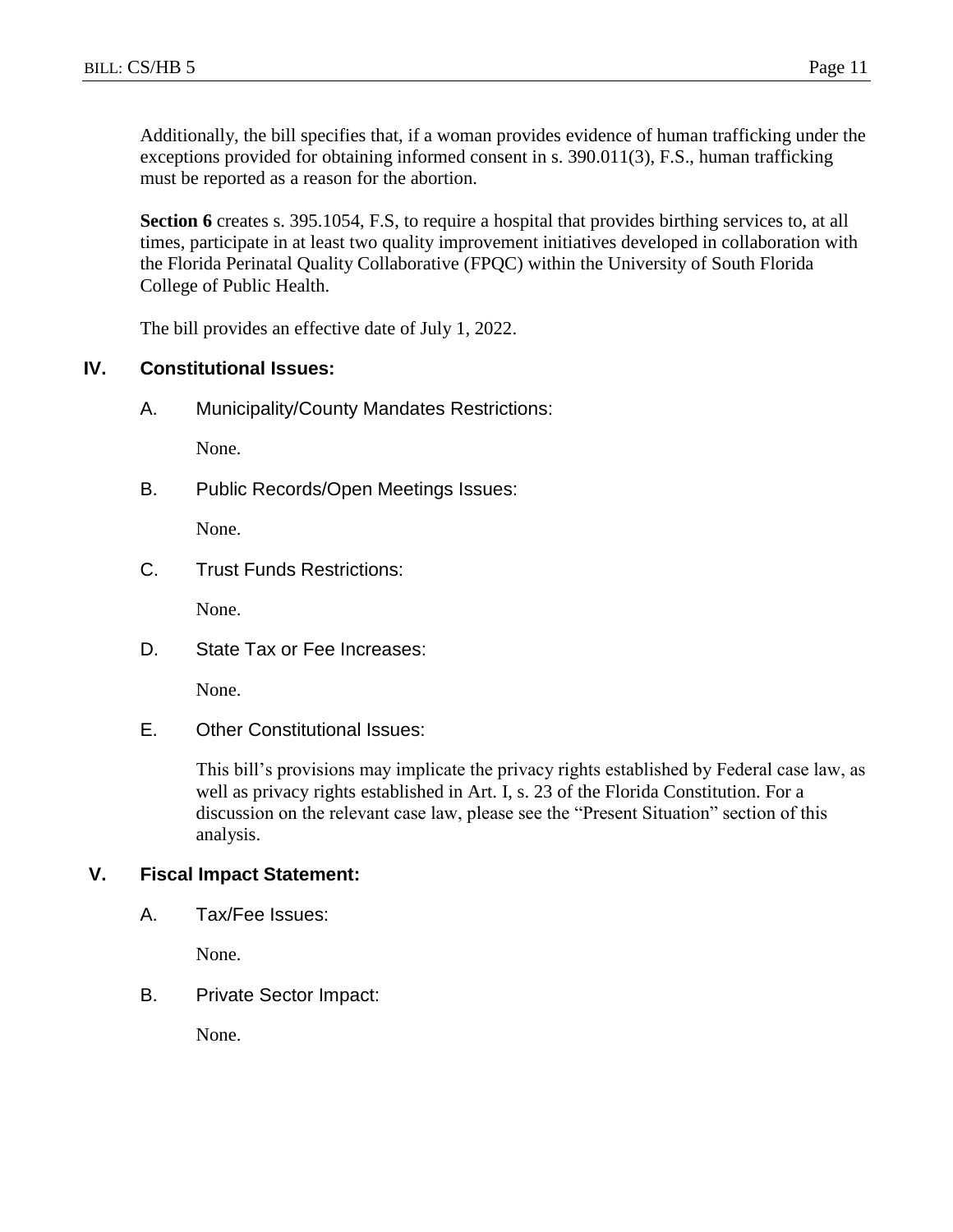Additionally, the bill specifies that, if a woman provides evidence of human trafficking under the exceptions provided for obtaining informed consent in s. 390.011(3), F.S., human trafficking must be reported as a reason for the abortion.

**Section 6** creates s. 395.1054, F.S, to require a hospital that provides birthing services to, at all times, participate in at least two quality improvement initiatives developed in collaboration with the Florida Perinatal Quality Collaborative (FPQC) within the University of South Florida College of Public Health.

The bill provides an effective date of July 1, 2022.

## IV. Constitutional Issues:

### A. Municipality/County Mandates Restrictions:

None.

### B. Public Records/Open Meetings Issues:

None.

### C. Trust Funds Restrictions:

None.

### D. State Tax or Fee Increases:

None.

### E. Other Constitutional Issues:

This bill's provisions may implicate the privacy rights established by Federal case law, as well as privacy rights established in Art. I, s. 23 of the Florida Constitution. For a discussion on the relevant case law, please see the "Present Situation" section of this analysis.

## V. Fiscal Impact Statement:

### A. Tax/Fee Issues:

None.

### B. Private Sector Impact:

None.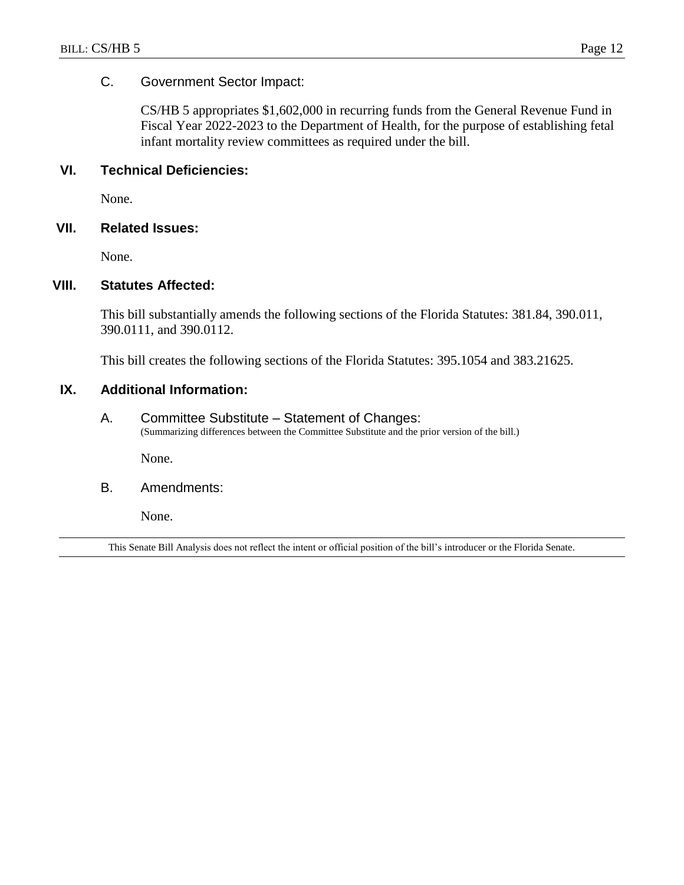### C. Government Sector Impact:

CS/HB 5 appropriates $1,602,000 in recurring funds from the General Revenue Fund in Fiscal Year 2022-2023 to the Department of Health, for the purpose of establishing fetal infant mortality review committees as required under the bill.

## VI. Technical Deficiencies:

None.

## VII. Related Issues:

None.

## VIII. Statutes Affected:

This bill substantially amends the following sections of the Florida Statutes: 381.84, 390.011, 390.0111, and 390.0112.

This bill creates the following sections of the Florida Statutes: 395.1054 and 383.21625.

## IX. Additional Information:

### A. Committee Substitute – Statement of Changes:
(Summarizing differences between the Committee Substitute and the prior version of the bill.)

None.

### B. Amendments:

None.

This Senate Bill Analysis does not reflect the intent or official position of the bill's introducer or the Florida Senate.